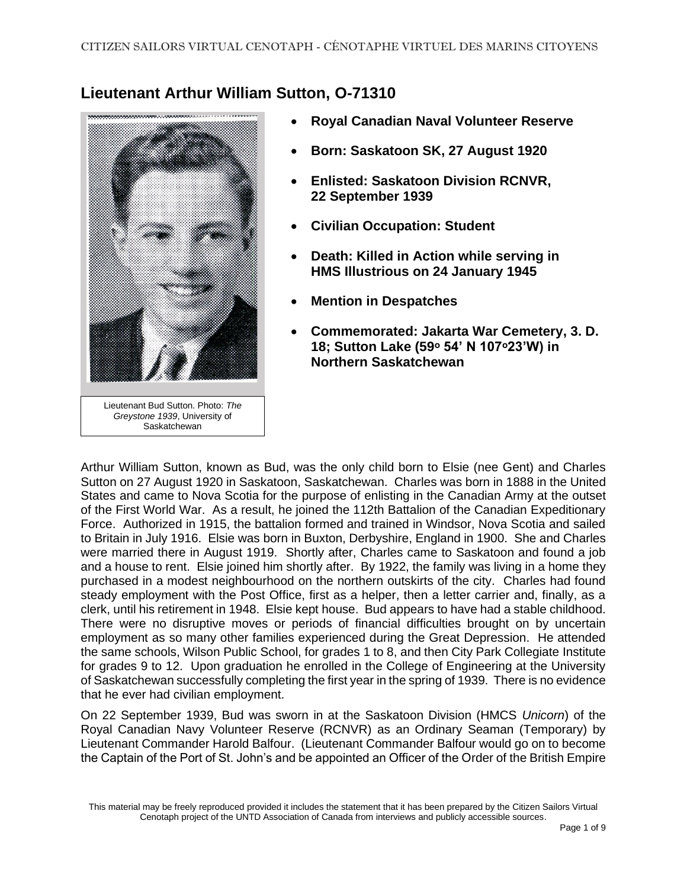## Lieutenant Arthur William Sutton, O-71310

Lieutenant Bud Sutton. Photo: *The Greystone 1939*, University of Saskatchewan

- **Royal Canadian Naval Volunteer Reserve**
- **Born: Saskatoon SK, 27 August 1920**
- **Enlisted: Saskatoon Division RCNVR, 22 September 1939**
- **Civilian Occupation: Student**
- **Death: Killed in Action while serving in HMS Illustrious on 24 January 1945**
- **Mention in Despatches**
- **Commemorated: Jakarta War Cemetery, 3. D. 18; Sutton Lake (59° 54' N 107°23'W) in Northern Saskatchewan**

Arthur William Sutton, known as Bud, was the only child born to Elsie (nee Gent) and Charles Sutton on 27 August 1920 in Saskatoon, Saskatchewan. Charles was born in 1888 in the United States and came to Nova Scotia for the purpose of enlisting in the Canadian Army at the outset of the First World War. As a result, he joined the 112th Battalion of the Canadian Expeditionary Force. Authorized in 1915, the battalion formed and trained in Windsor, Nova Scotia and sailed to Britain in July 1916. Elsie was born in Buxton, Derbyshire, England in 1900. She and Charles were married there in August 1919. Shortly after, Charles came to Saskatoon and found a job and a house to rent. Elsie joined him shortly after. By 1922, the family was living in a home they purchased in a modest neighbourhood on the northern outskirts of the city. Charles had found steady employment with the Post Office, first as a helper, then a letter carrier and, finally, as a clerk, until his retirement in 1948. Elsie kept house. Bud appears to have had a stable childhood. There were no disruptive moves or periods of financial difficulties brought on by uncertain employment as so many other families experienced during the Great Depression. He attended the same schools, Wilson Public School, for grades 1 to 8, and then City Park Collegiate Institute for grades 9 to 12. Upon graduation he enrolled in the College of Engineering at the University of Saskatchewan successfully completing the first year in the spring of 1939. There is no evidence that he ever had civilian employment.

On 22 September 1939, Bud was sworn in at the Saskatoon Division (HMCS *Unicorn*) of the Royal Canadian Navy Volunteer Reserve (RCNVR) as an Ordinary Seaman (Temporary) by Lieutenant Commander Harold Balfour. (Lieutenant Commander Balfour would go on to become the Captain of the Port of St. John's and be appointed an Officer of the Order of the British Empire

This material may be freely reproduced provided it includes the statement that it has been prepared by the Citizen Sailors Virtual Cenotaph project of the UNTD Association of Canada from interviews and publicly accessible sources.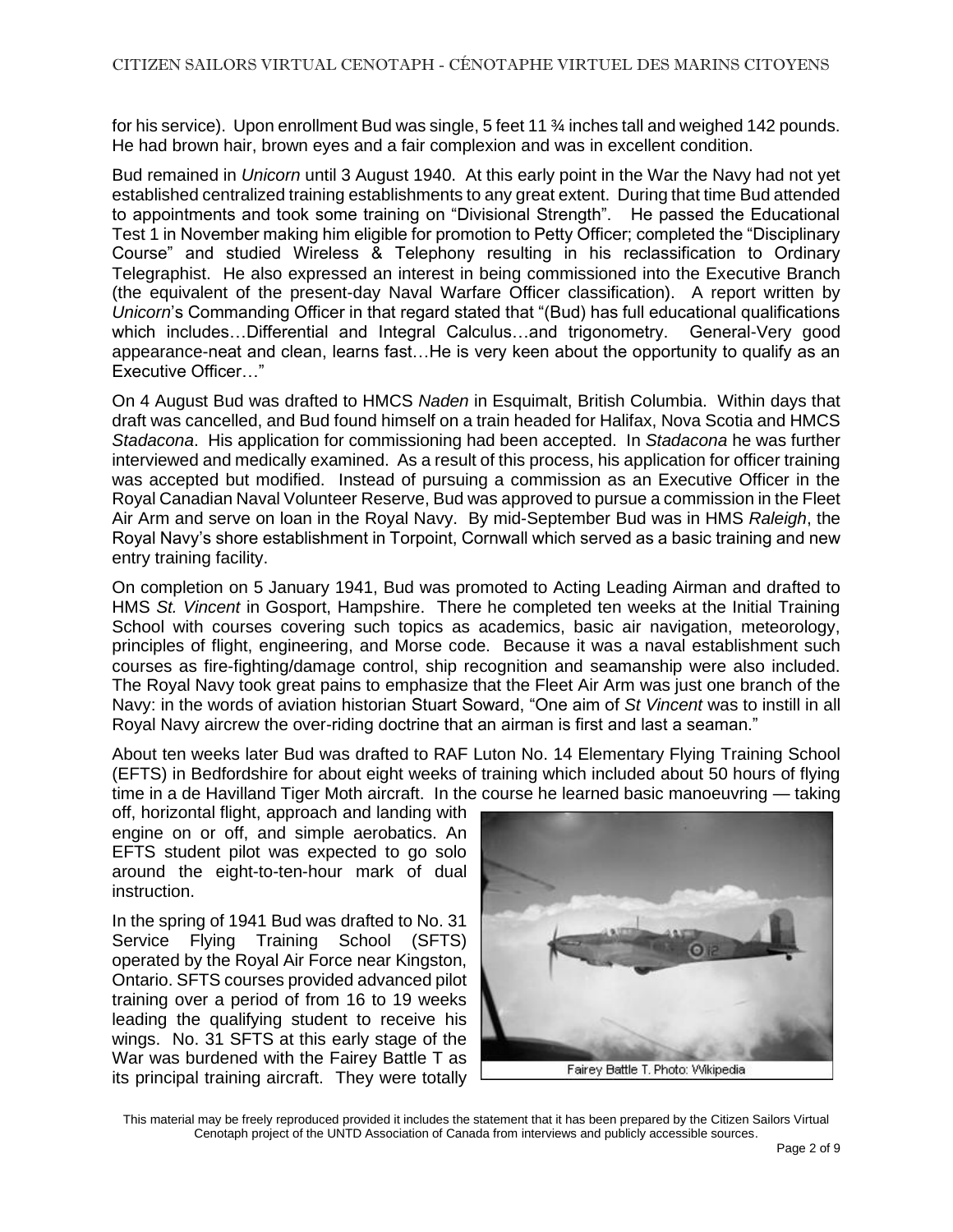for his service). Upon enrollment Bud was single, 5 feet 11 ¾ inches tall and weighed 142 pounds. He had brown hair, brown eyes and a fair complexion and was in excellent condition.

Bud remained in *Unicorn* until 3 August 1940. At this early point in the War the Navy had not yet established centralized training establishments to any great extent. During that time Bud attended to appointments and took some training on "Divisional Strength". He passed the Educational Test 1 in November making him eligible for promotion to Petty Officer; completed the "Disciplinary Course" and studied Wireless & Telephony resulting in his reclassification to Ordinary Telegraphist. He also expressed an interest in being commissioned into the Executive Branch (the equivalent of the present-day Naval Warfare Officer classification). A report written by *Unicorn*'s Commanding Officer in that regard stated that "(Bud) has full educational qualifications which includes…Differential and Integral Calculus…and trigonometry. General-Very good appearance-neat and clean, learns fast…He is very keen about the opportunity to qualify as an Executive Officer…"

On 4 August Bud was drafted to HMCS *Naden* in Esquimalt, British Columbia. Within days that draft was cancelled, and Bud found himself on a train headed for Halifax, Nova Scotia and HMCS *Stadacona*. His application for commissioning had been accepted. In *Stadacona* he was further interviewed and medically examined. As a result of this process, his application for officer training was accepted but modified. Instead of pursuing a commission as an Executive Officer in the Royal Canadian Naval Volunteer Reserve, Bud was approved to pursue a commission in the Fleet Air Arm and serve on loan in the Royal Navy. By mid-September Bud was in HMS *Raleigh*, the Royal Navy's shore establishment in Torpoint, Cornwall which served as a basic training and new entry training facility.

On completion on 5 January 1941, Bud was promoted to Acting Leading Airman and drafted to HMS *St. Vincent* in Gosport, Hampshire. There he completed ten weeks at the Initial Training School with courses covering such topics as academics, basic air navigation, meteorology, principles of flight, engineering, and Morse code. Because it was a naval establishment such courses as fire-fighting/damage control, ship recognition and seamanship were also included. The Royal Navy took great pains to emphasize that the Fleet Air Arm was just one branch of the Navy: in the words of aviation historian Stuart Soward, "One aim of *St Vincent* was to instill in all Royal Navy aircrew the over-riding doctrine that an airman is first and last a seaman."

About ten weeks later Bud was drafted to RAF Luton No. 14 Elementary Flying Training School (EFTS) in Bedfordshire for about eight weeks of training which included about 50 hours of flying time in a de Havilland Tiger Moth aircraft. In the course he learned basic manoeuvring — taking off, horizontal flight, approach and landing with engine on or off, and simple aerobatics. An EFTS student pilot was expected to go solo around the eight-to-ten-hour mark of dual instruction.

In the spring of 1941 Bud was drafted to No. 31 Service Flying Training School (SFTS) operated by the Royal Air Force near Kingston, Ontario. SFTS courses provided advanced pilot training over a period of from 16 to 19 weeks leading the qualifying student to receive his wings. No. 31 SFTS at this early stage of the War was burdened with the Fairey Battle T as its principal training aircraft. They were totally

Fairey Battle T. Photo: Wikipedia

This material may be freely reproduced provided it includes the statement that it has been prepared by the Citizen Sailors Virtual Cenotaph project of the UNTD Association of Canada from interviews and publicly accessible sources.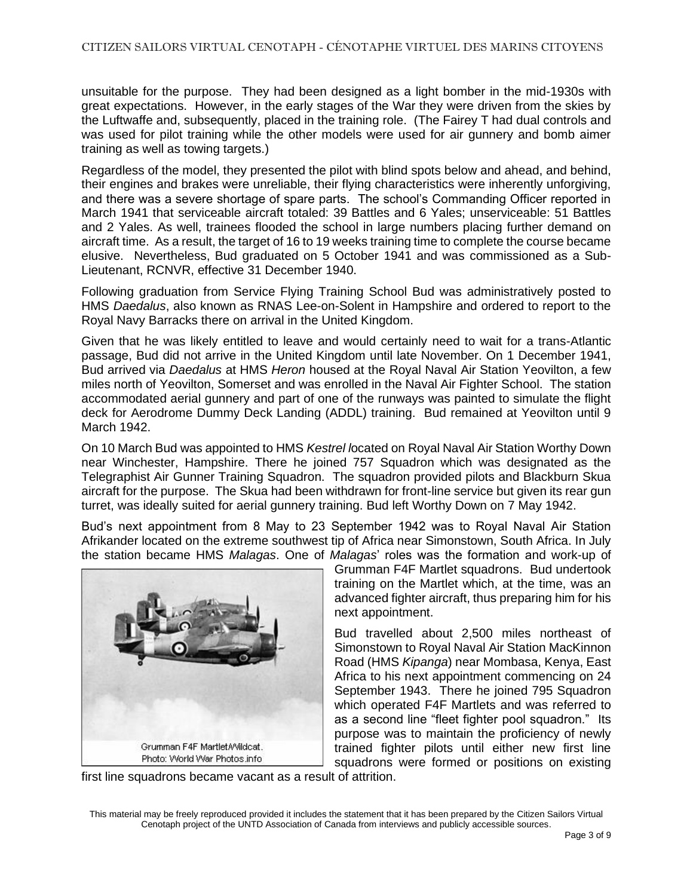unsuitable for the purpose. They had been designed as a light bomber in the mid-1930s with great expectations. However, in the early stages of the War they were driven from the skies by the Luftwaffe and, subsequently, placed in the training role. (The Fairey T had dual controls and was used for pilot training while the other models were used for air gunnery and bomb aimer training as well as towing targets.)

Regardless of the model, they presented the pilot with blind spots below and ahead, and behind, their engines and brakes were unreliable, their flying characteristics were inherently unforgiving, and there was a severe shortage of spare parts. The school's Commanding Officer reported in March 1941 that serviceable aircraft totaled: 39 Battles and 6 Yales; unserviceable: 51 Battles and 2 Yales. As well, trainees flooded the school in large numbers placing further demand on aircraft time. As a result, the target of 16 to 19 weeks training time to complete the course became elusive. Nevertheless, Bud graduated on 5 October 1941 and was commissioned as a Sub-Lieutenant, RCNVR, effective 31 December 1940.

Following graduation from Service Flying Training School Bud was administratively posted to HMS *Daedalus*, also known as RNAS Lee-on-Solent in Hampshire and ordered to report to the Royal Navy Barracks there on arrival in the United Kingdom.

Given that he was likely entitled to leave and would certainly need to wait for a trans-Atlantic passage, Bud did not arrive in the United Kingdom until late November. On 1 December 1941, Bud arrived via *Daedalus* at HMS *Heron* housed at the Royal Naval Air Station Yeovilton, a few miles north of Yeovilton, Somerset and was enrolled in the Naval Air Fighter School. The station accommodated aerial gunnery and part of one of the runways was painted to simulate the flight deck for Aerodrome Dummy Deck Landing (ADDL) training. Bud remained at Yeovilton until 9 March 1942.

On 10 March Bud was appointed to HMS *Kestrel l*ocated on Royal Naval Air Station Worthy Down near Winchester, Hampshire. There he joined 757 Squadron which was designated as the Telegraphist Air Gunner Training Squadron. The squadron provided pilots and Blackburn Skua aircraft for the purpose. The Skua had been withdrawn for front-line service but given its rear gun turret, was ideally suited for aerial gunnery training. Bud left Worthy Down on 7 May 1942.

Bud's next appointment from 8 May to 23 September 1942 was to Royal Naval Air Station Afrikander located on the extreme southwest tip of Africa near Simonstown, South Africa. In July the station became HMS *Malagas*. One of *Malagas*' roles was the formation and work-up of Grumman F4F Martlet squadrons. Bud undertook training on the Martlet which, at the time, was an advanced fighter aircraft, thus preparing him for his next appointment.

Grumman F4F Martlet/Wildcat. Photo: World War Photos.info

Bud travelled about 2,500 miles northeast of Simonstown to Royal Naval Air Station MacKinnon Road (HMS *Kipanga*) near Mombasa, Kenya, East Africa to his next appointment commencing on 24 September 1943. There he joined 795 Squadron which operated F4F Martlets and was referred to as a second line "fleet fighter pool squadron." Its purpose was to maintain the proficiency of newly trained fighter pilots until either new first line squadrons were formed or positions on existing first line squadrons became vacant as a result of attrition.

This material may be freely reproduced provided it includes the statement that it has been prepared by the Citizen Sailors Virtual Cenotaph project of the UNTD Association of Canada from interviews and publicly accessible sources.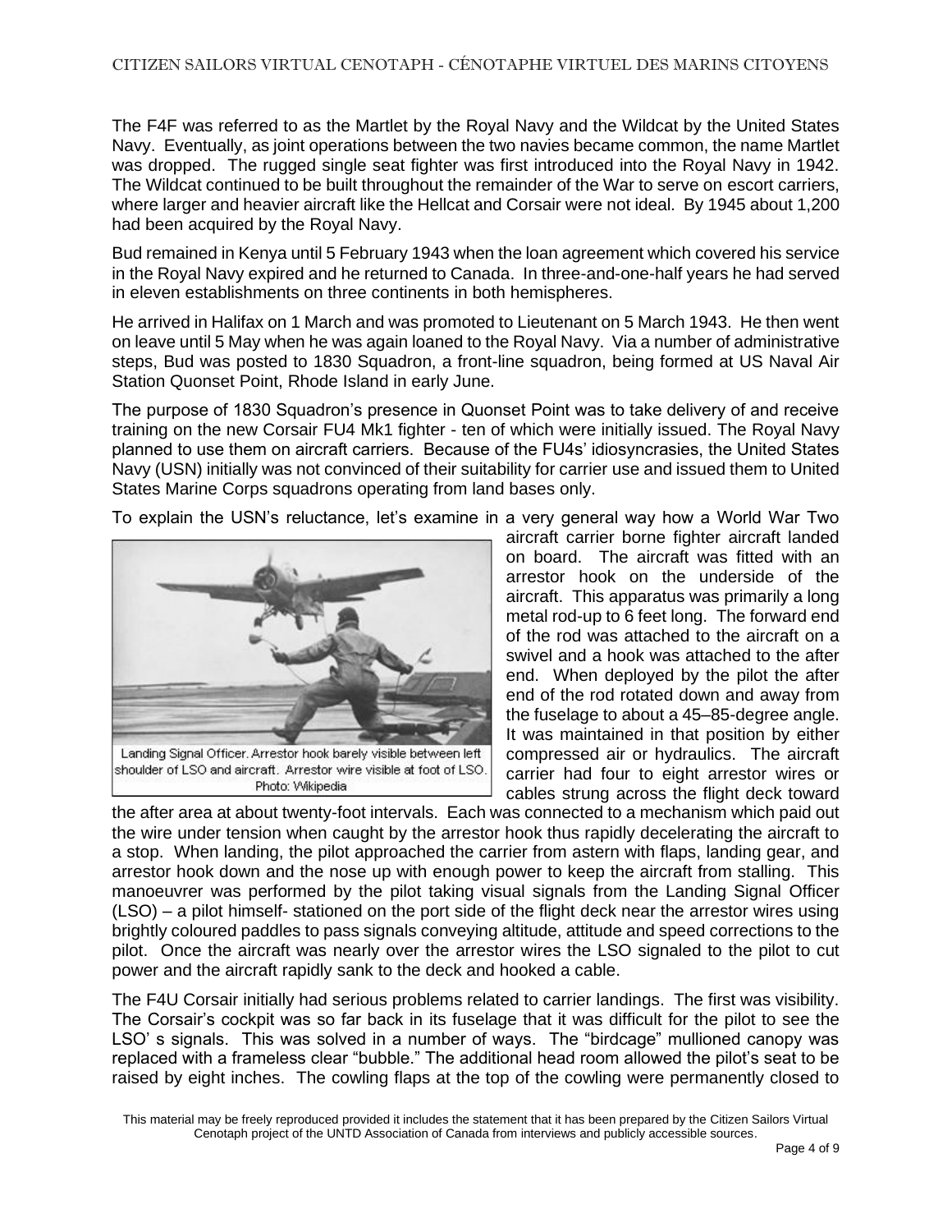The F4F was referred to as the Martlet by the Royal Navy and the Wildcat by the United States Navy. Eventually, as joint operations between the two navies became common, the name Martlet was dropped. The rugged single seat fighter was first introduced into the Royal Navy in 1942. The Wildcat continued to be built throughout the remainder of the War to serve on escort carriers, where larger and heavier aircraft like the Hellcat and Corsair were not ideal. By 1945 about 1,200 had been acquired by the Royal Navy.

Bud remained in Kenya until 5 February 1943 when the loan agreement which covered his service in the Royal Navy expired and he returned to Canada. In three-and-one-half years he had served in eleven establishments on three continents in both hemispheres.

He arrived in Halifax on 1 March and was promoted to Lieutenant on 5 March 1943. He then went on leave until 5 May when he was again loaned to the Royal Navy. Via a number of administrative steps, Bud was posted to 1830 Squadron, a front-line squadron, being formed at US Naval Air Station Quonset Point, Rhode Island in early June.

The purpose of 1830 Squadron's presence in Quonset Point was to take delivery of and receive training on the new Corsair FU4 Mk1 fighter - ten of which were initially issued. The Royal Navy planned to use them on aircraft carriers. Because of the FU4s' idiosyncrasies, the United States Navy (USN) initially was not convinced of their suitability for carrier use and issued them to United States Marine Corps squadrons operating from land bases only.

To explain the USN's reluctance, let's examine in a very general way how a World War Two aircraft carrier borne fighter aircraft landed on board. The aircraft was fitted with an arrestor hook on the underside of the aircraft. This apparatus was primarily a long metal rod-up to 6 feet long. The forward end of the rod was attached to the aircraft on a swivel and a hook was attached to the after end. When deployed by the pilot the after end of the rod rotated down and away from the fuselage to about a 45–85-degree angle. It was maintained in that position by either compressed air or hydraulics. The aircraft carrier had four to eight arrestor wires or cables strung across the flight deck toward the after area at about twenty-foot intervals. Each was connected to a mechanism which paid out the wire under tension when caught by the arrestor hook thus rapidly decelerating the aircraft to a stop. When landing, the pilot approached the carrier from astern with flaps, landing gear, and arrestor hook down and the nose up with enough power to keep the aircraft from stalling. This manoeuvrer was performed by the pilot taking visual signals from the Landing Signal Officer (LSO) – a pilot himself- stationed on the port side of the flight deck near the arrestor wires using brightly coloured paddles to pass signals conveying altitude, attitude and speed corrections to the pilot. Once the aircraft was nearly over the arrestor wires the LSO signaled to the pilot to cut power and the aircraft rapidly sank to the deck and hooked a cable.

Landing Signal Officer. Arrestor hook barely visible between left shoulder of LSO and aircraft. Arrestor wire visible at foot of LSO. Photo: Wikipedia

The F4U Corsair initially had serious problems related to carrier landings. The first was visibility. The Corsair's cockpit was so far back in its fuselage that it was difficult for the pilot to see the LSO' s signals. This was solved in a number of ways. The "birdcage" mullioned canopy was replaced with a frameless clear "bubble." The additional head room allowed the pilot's seat to be raised by eight inches. The cowling flaps at the top of the cowling were permanently closed to

This material may be freely reproduced provided it includes the statement that it has been prepared by the Citizen Sailors Virtual Cenotaph project of the UNTD Association of Canada from interviews and publicly accessible sources.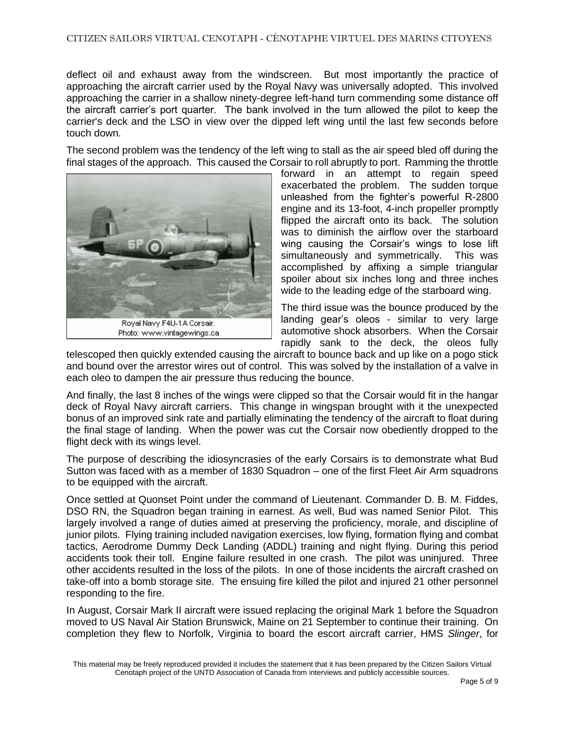deflect oil and exhaust away from the windscreen. But most importantly the practice of approaching the aircraft carrier used by the Royal Navy was universally adopted. This involved approaching the carrier in a shallow ninety-degree left-hand turn commending some distance off the aircraft carrier's port quarter. The bank involved in the turn allowed the pilot to keep the carrier's deck and the LSO in view over the dipped left wing until the last few seconds before touch down.

The second problem was the tendency of the left wing to stall as the air speed bled off during the final stages of the approach. This caused the Corsair to roll abruptly to port. Ramming the throttle forward in an attempt to regain speed exacerbated the problem. The sudden torque unleashed from the fighter's powerful R-2800 engine and its 13-foot, 4-inch propeller promptly flipped the aircraft onto its back. The solution was to diminish the airflow over the starboard wing causing the Corsair's wings to lose lift simultaneously and symmetrically. This was accomplished by affixing a simple triangular spoiler about six inches long and three inches wide to the leading edge of the starboard wing.

Royal Navy F4U-1A Corsair.
Photo: www.vintagewings.ca

The third issue was the bounce produced by the landing gear's oleos - similar to very large automotive shock absorbers. When the Corsair rapidly sank to the deck, the oleos fully telescoped then quickly extended causing the aircraft to bounce back and up like on a pogo stick and bound over the arrestor wires out of control. This was solved by the installation of a valve in each oleo to dampen the air pressure thus reducing the bounce.

And finally, the last 8 inches of the wings were clipped so that the Corsair would fit in the hangar deck of Royal Navy aircraft carriers. This change in wingspan brought with it the unexpected bonus of an improved sink rate and partially eliminating the tendency of the aircraft to float during the final stage of landing. When the power was cut the Corsair now obediently dropped to the flight deck with its wings level.

The purpose of describing the idiosyncrasies of the early Corsairs is to demonstrate what Bud Sutton was faced with as a member of 1830 Squadron – one of the first Fleet Air Arm squadrons to be equipped with the aircraft.

Once settled at Quonset Point under the command of Lieutenant. Commander D. B. M. Fiddes, DSO RN, the Squadron began training in earnest. As well, Bud was named Senior Pilot. This largely involved a range of duties aimed at preserving the proficiency, morale, and discipline of junior pilots. Flying training included navigation exercises, low flying, formation flying and combat tactics, Aerodrome Dummy Deck Landing (ADDL) training and night flying. During this period accidents took their toll. Engine failure resulted in one crash. The pilot was uninjured. Three other accidents resulted in the loss of the pilots. In one of those incidents the aircraft crashed on take-off into a bomb storage site. The ensuing fire killed the pilot and injured 21 other personnel responding to the fire.

In August, Corsair Mark II aircraft were issued replacing the original Mark 1 before the Squadron moved to US Naval Air Station Brunswick, Maine on 21 September to continue their training. On completion they flew to Norfolk, Virginia to board the escort aircraft carrier, HMS *Slinger*, for

This material may be freely reproduced provided it includes the statement that it has been prepared by the Citizen Sailors Virtual Cenotaph project of the UNTD Association of Canada from interviews and publicly accessible sources.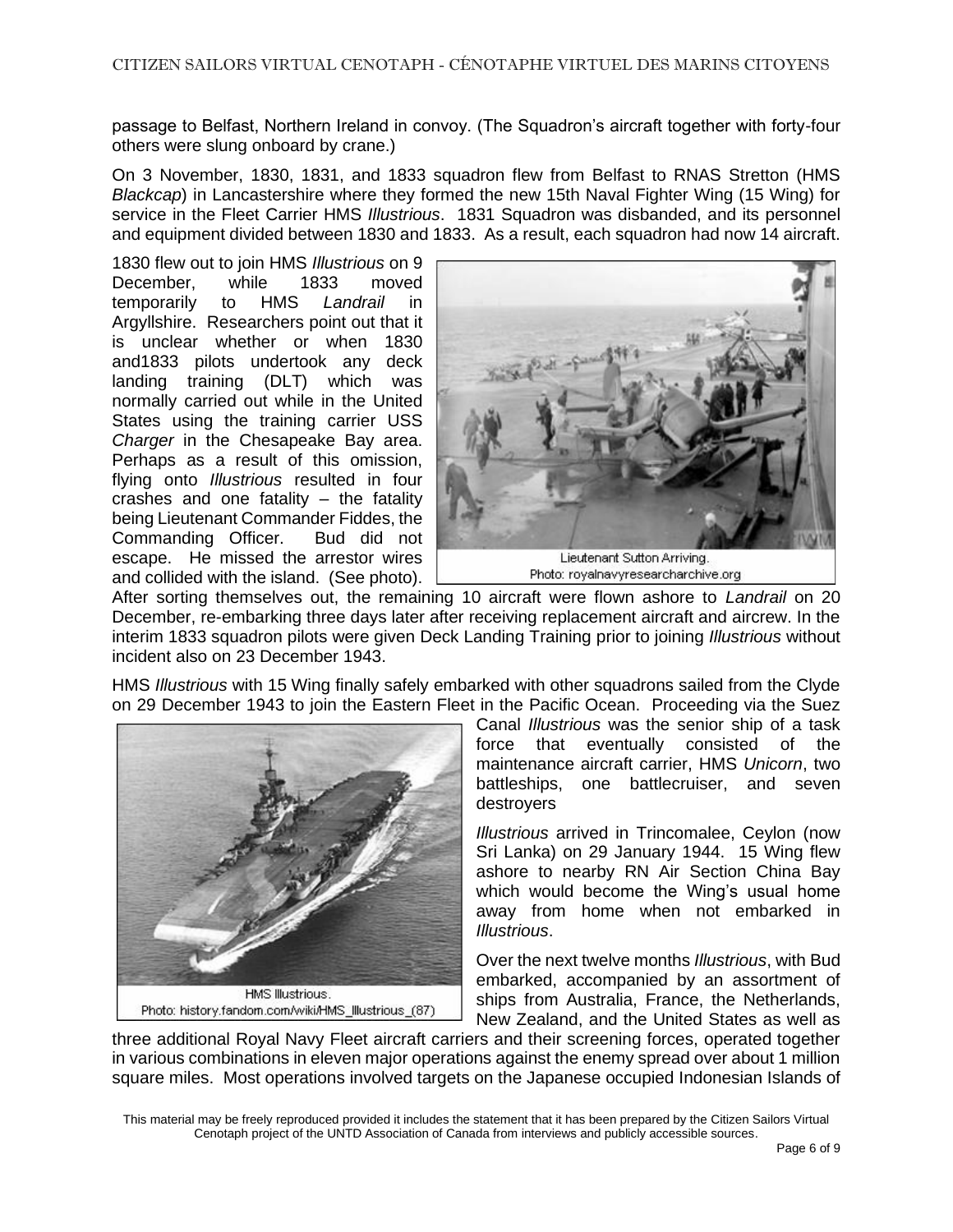passage to Belfast, Northern Ireland in convoy. (The Squadron's aircraft together with forty-four others were slung onboard by crane.)

On 3 November, 1830, 1831, and 1833 squadron flew from Belfast to RNAS Stretton (HMS *Blackcap*) in Lancastershire where they formed the new 15th Naval Fighter Wing (15 Wing) for service in the Fleet Carrier HMS *Illustrious*. 1831 Squadron was disbanded, and its personnel and equipment divided between 1830 and 1833. As a result, each squadron had now 14 aircraft.

1830 flew out to join HMS *Illustrious* on 9 December, while 1833 moved temporarily to HMS *Landrail* in Argyllshire. Researchers point out that it is unclear whether or when 1830 and1833 pilots undertook any deck landing training (DLT) which was normally carried out while in the United States using the training carrier USS *Charger* in the Chesapeake Bay area. Perhaps as a result of this omission, flying onto *Illustrious* resulted in four crashes and one fatality – the fatality being Lieutenant Commander Fiddes, the Commanding Officer. Bud did not escape. He missed the arrestor wires and collided with the island. (See photo).

Lieutenant Sutton Arriving.
Photo: royalnavyresearcharchive.org

After sorting themselves out, the remaining 10 aircraft were flown ashore to *Landrail* on 20 December, re-embarking three days later after receiving replacement aircraft and aircrew. In the interim 1833 squadron pilots were given Deck Landing Training prior to joining *Illustrious* without incident also on 23 December 1943.

HMS *Illustrious* with 15 Wing finally safely embarked with other squadrons sailed from the Clyde on 29 December 1943 to join the Eastern Fleet in the Pacific Ocean. Proceeding via the Suez Canal *Illustrious* was the senior ship of a task force that eventually consisted of the maintenance aircraft carrier, HMS *Unicorn*, two battleships, one battlecruiser, and seven destroyers

HMS Illustrious.
Photo: history.fandom.com/wiki/HMS_Illustrious_(87)

*Illustrious* arrived in Trincomalee, Ceylon (now Sri Lanka) on 29 January 1944. 15 Wing flew ashore to nearby RN Air Section China Bay which would become the Wing's usual home away from home when not embarked in *Illustrious*.

Over the next twelve months *Illustrious*, with Bud embarked, accompanied by an assortment of ships from Australia, France, the Netherlands, New Zealand, and the United States as well as three additional Royal Navy Fleet aircraft carriers and their screening forces, operated together in various combinations in eleven major operations against the enemy spread over about 1 million square miles. Most operations involved targets on the Japanese occupied Indonesian Islands of

This material may be freely reproduced provided it includes the statement that it has been prepared by the Citizen Sailors Virtual Cenotaph project of the UNTD Association of Canada from interviews and publicly accessible sources.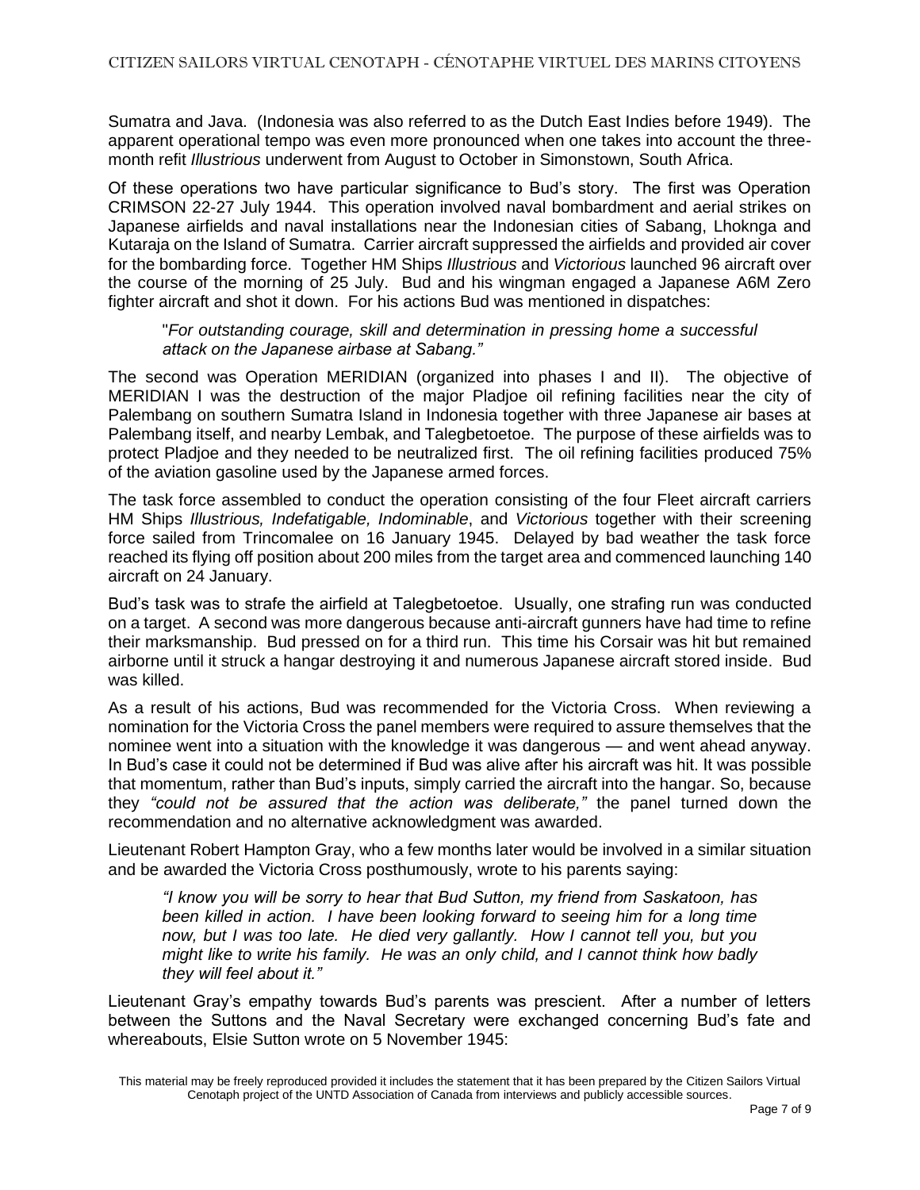Sumatra and Java. (Indonesia was also referred to as the Dutch East Indies before 1949). The apparent operational tempo was even more pronounced when one takes into account the three-month refit *Illustrious* underwent from August to October in Simonstown, South Africa.

Of these operations two have particular significance to Bud's story. The first was Operation CRIMSON 22-27 July 1944. This operation involved naval bombardment and aerial strikes on Japanese airfields and naval installations near the Indonesian cities of Sabang, Lhoknga and Kutaraja on the Island of Sumatra. Carrier aircraft suppressed the airfields and provided air cover for the bombarding force. Together HM Ships *Illustrious* and *Victorious* launched 96 aircraft over the course of the morning of 25 July. Bud and his wingman engaged a Japanese A6M Zero fighter aircraft and shot it down. For his actions Bud was mentioned in dispatches:

> "*For outstanding courage, skill and determination in pressing home a successful attack on the Japanese airbase at Sabang."*

The second was Operation MERIDIAN (organized into phases I and II). The objective of MERIDIAN I was the destruction of the major Pladjoe oil refining facilities near the city of Palembang on southern Sumatra Island in Indonesia together with three Japanese air bases at Palembang itself, and nearby Lembak, and Talegbetoetoe. The purpose of these airfields was to protect Pladjoe and they needed to be neutralized first. The oil refining facilities produced 75% of the aviation gasoline used by the Japanese armed forces.

The task force assembled to conduct the operation consisting of the four Fleet aircraft carriers HM Ships *Illustrious, Indefatigable, Indominable*, and *Victorious* together with their screening force sailed from Trincomalee on 16 January 1945. Delayed by bad weather the task force reached its flying off position about 200 miles from the target area and commenced launching 140 aircraft on 24 January.

Bud's task was to strafe the airfield at Talegbetoetoe. Usually, one strafing run was conducted on a target. A second was more dangerous because anti-aircraft gunners have had time to refine their marksmanship. Bud pressed on for a third run. This time his Corsair was hit but remained airborne until it struck a hangar destroying it and numerous Japanese aircraft stored inside. Bud was killed.

As a result of his actions, Bud was recommended for the Victoria Cross. When reviewing a nomination for the Victoria Cross the panel members were required to assure themselves that the nominee went into a situation with the knowledge it was dangerous — and went ahead anyway. In Bud's case it could not be determined if Bud was alive after his aircraft was hit. It was possible that momentum, rather than Bud's inputs, simply carried the aircraft into the hangar. So, because they *"could not be assured that the action was deliberate,"* the panel turned down the recommendation and no alternative acknowledgment was awarded.

Lieutenant Robert Hampton Gray, who a few months later would be involved in a similar situation and be awarded the Victoria Cross posthumously, wrote to his parents saying:

> *"I know you will be sorry to hear that Bud Sutton, my friend from Saskatoon, has been killed in action. I have been looking forward to seeing him for a long time now, but I was too late. He died very gallantly. How I cannot tell you, but you might like to write his family. He was an only child, and I cannot think how badly they will feel about it."*

Lieutenant Gray's empathy towards Bud's parents was prescient. After a number of letters between the Suttons and the Naval Secretary were exchanged concerning Bud's fate and whereabouts, Elsie Sutton wrote on 5 November 1945:

This material may be freely reproduced provided it includes the statement that it has been prepared by the Citizen Sailors Virtual Cenotaph project of the UNTD Association of Canada from interviews and publicly accessible sources.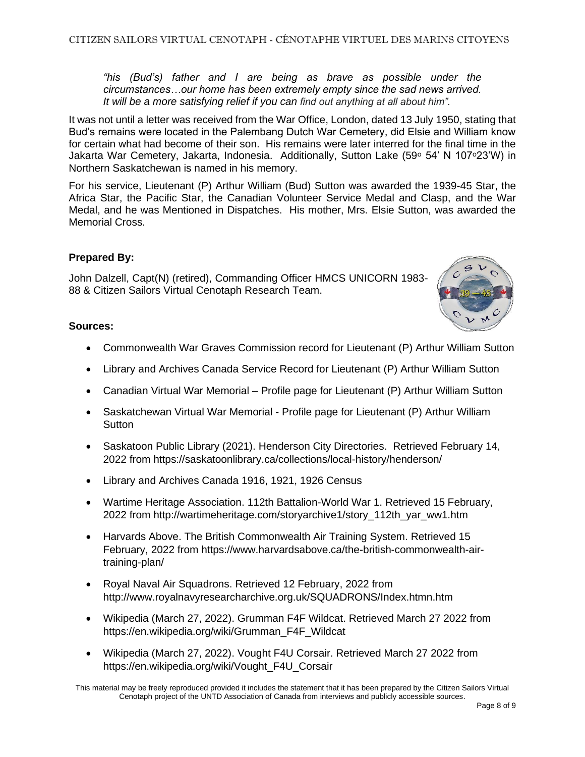*"his (Bud's) father and I are being as brave as possible under the circumstances…our home has been extremely empty since the sad news arrived. It will be a more satisfying relief if you can find out anything at all about him".*

It was not until a letter was received from the War Office, London, dated 13 July 1950, stating that Bud's remains were located in the Palembang Dutch War Cemetery, did Elsie and William know for certain what had become of their son. His remains were later interred for the final time in the Jakarta War Cemetery, Jakarta, Indonesia. Additionally, Sutton Lake (59° 54' N 107°23'W) in Northern Saskatchewan is named in his memory.

For his service, Lieutenant (P) Arthur William (Bud) Sutton was awarded the 1939-45 Star, the Africa Star, the Pacific Star, the Canadian Volunteer Service Medal and Clasp, and the War Medal, and he was Mentioned in Dispatches. His mother, Mrs. Elsie Sutton, was awarded the Memorial Cross.

**Prepared By:**

John Dalzell, Capt(N) (retired), Commanding Officer HMCS UNICORN 1983-88 & Citizen Sailors Virtual Cenotaph Research Team.

**Sources:**

- Commonwealth War Graves Commission record for Lieutenant (P) Arthur William Sutton
- Library and Archives Canada Service Record for Lieutenant (P) Arthur William Sutton
- Canadian Virtual War Memorial – Profile page for Lieutenant (P) Arthur William Sutton
- Saskatchewan Virtual War Memorial - Profile page for Lieutenant (P) Arthur William Sutton
- Saskatoon Public Library (2021). Henderson City Directories. Retrieved February 14, 2022 from https://saskatoonlibrary.ca/collections/local-history/henderson/
- Library and Archives Canada 1916, 1921, 1926 Census
- Wartime Heritage Association. 112th Battalion-World War 1. Retrieved 15 February, 2022 from http://wartimeheritage.com/storyarchive1/story_112th_yar_ww1.htm
- Harvards Above. The British Commonwealth Air Training System. Retrieved 15 February, 2022 from https://www.harvardsabove.ca/the-british-commonwealth-air-training-plan/
- Royal Naval Air Squadrons. Retrieved 12 February, 2022 from http://www.royalnavyresearcharchive.org.uk/SQUADRONS/Index.htmn.htm
- Wikipedia (March 27, 2022). Grumman F4F Wildcat. Retrieved March 27 2022 from https://en.wikipedia.org/wiki/Grumman_F4F_Wildcat
- Wikipedia (March 27, 2022). Vought F4U Corsair. Retrieved March 27 2022 from https://en.wikipedia.org/wiki/Vought_F4U_Corsair

This material may be freely reproduced provided it includes the statement that it has been prepared by the Citizen Sailors Virtual Cenotaph project of the UNTD Association of Canada from interviews and publicly accessible sources.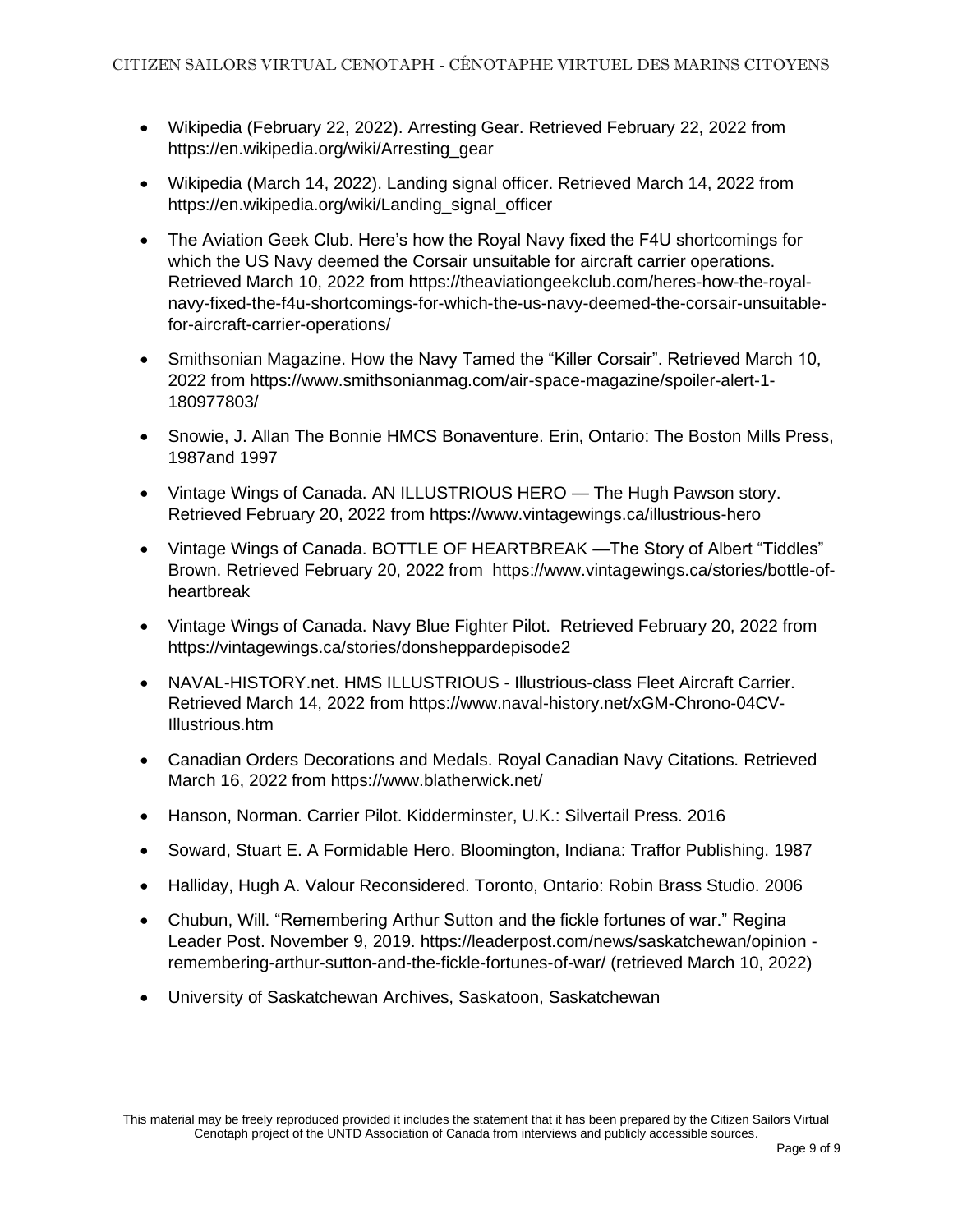- Wikipedia (February 22, 2022). Arresting Gear. Retrieved February 22, 2022 from https://en.wikipedia.org/wiki/Arresting_gear
- Wikipedia (March 14, 2022). Landing signal officer. Retrieved March 14, 2022 from https://en.wikipedia.org/wiki/Landing_signal_officer
- The Aviation Geek Club. Here's how the Royal Navy fixed the F4U shortcomings for which the US Navy deemed the Corsair unsuitable for aircraft carrier operations. Retrieved March 10, 2022 from https://theaviationgeekclub.com/heres-how-the-royal-navy-fixed-the-f4u-shortcomings-for-which-the-us-navy-deemed-the-corsair-unsuitable-for-aircraft-carrier-operations/
- Smithsonian Magazine. How the Navy Tamed the "Killer Corsair". Retrieved March 10, 2022 from https://www.smithsonianmag.com/air-space-magazine/spoiler-alert-1-180977803/
- Snowie, J. Allan The Bonnie HMCS Bonaventure. Erin, Ontario: The Boston Mills Press, 1987and 1997
- Vintage Wings of Canada. AN ILLUSTRIOUS HERO — The Hugh Pawson story. Retrieved February 20, 2022 from https://www.vintagewings.ca/illustrious-hero
- Vintage Wings of Canada. BOTTLE OF HEARTBREAK —The Story of Albert "Tiddles" Brown. Retrieved February 20, 2022 from https://www.vintagewings.ca/stories/bottle-of-heartbreak
- Vintage Wings of Canada. Navy Blue Fighter Pilot. Retrieved February 20, 2022 from https://vintagewings.ca/stories/donsheppardepisode2
- NAVAL-HISTORY.net. HMS ILLUSTRIOUS - Illustrious-class Fleet Aircraft Carrier. Retrieved March 14, 2022 from https://www.naval-history.net/xGM-Chrono-04CV-Illustrious.htm
- Canadian Orders Decorations and Medals. Royal Canadian Navy Citations. Retrieved March 16, 2022 from https://www.blatherwick.net/
- Hanson, Norman. Carrier Pilot. Kidderminster, U.K.: Silvertail Press. 2016
- Soward, Stuart E. A Formidable Hero. Bloomington, Indiana: Traffor Publishing. 1987
- Halliday, Hugh A. Valour Reconsidered. Toronto, Ontario: Robin Brass Studio. 2006
- Chubun, Will. "Remembering Arthur Sutton and the fickle fortunes of war." Regina Leader Post. November 9, 2019. https://leaderpost.com/news/saskatchewan/opinion - remembering-arthur-sutton-and-the-fickle-fortunes-of-war/ (retrieved March 10, 2022)
- University of Saskatchewan Archives, Saskatoon, Saskatchewan

This material may be freely reproduced provided it includes the statement that it has been prepared by the Citizen Sailors Virtual Cenotaph project of the UNTD Association of Canada from interviews and publicly accessible sources.